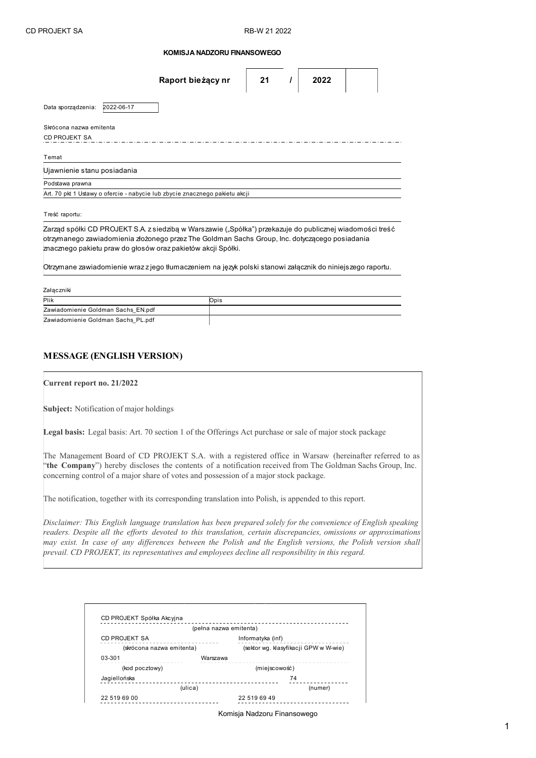**KOMISJA NADZORU FINANSOWEGO**

| Raport bieżący nr | 21 | / | 2022 | |
|---|---|---|---|---|

Data sporządzenia: 2022-06-17

Skrócona nazwa emitenta

CD PROJEKT SA

Temat

Ujawnienie stanu posiadania

Podstawa prawna

Art. 70 pkt 1 Ustawy o ofercie - nabycie lub zbycie znacznego pakietu akcji

Treść raportu:

Zarząd spółki CD PROJEKT S.A. z siedzibą w Warszawie („Spółka") przekazuje do publicznej wiadomości treść otrzymanego zawiadomienia złożonego przez The Goldman Sachs Group, Inc. dotyczącego posiadania znacznego pakietu praw do głosów oraz pakietów akcji Spółki.

Otrzymane zawiadomienie wraz z jego tłumaczeniem na język polski stanowi załącznik do niniejszego raportu.

Załączniki

| Plik | Opis |
|---|---|
| Zawiadomienie Goldman Sachs_EN.pdf | |
| Zawiadomienie Goldman Sachs_PL.pdf | |

## MESSAGE (ENGLISH VERSION)

**Current report no. 21/2022**

**Subject:** Notification of major holdings

**Legal basis:** Legal basis: Art. 70 section 1 of the Offerings Act purchase or sale of major stock package

The Management Board of CD PROJEKT S.A. with a registered office in Warsaw (hereinafter referred to as "**the Company**") hereby discloses the contents of a notification received from The Goldman Sachs Group, Inc. concerning control of a major share of votes and possession of a major stock package.

The notification, together with its corresponding translation into Polish, is appended to this report.

*Disclaimer: This English language translation has been prepared solely for the convenience of English speaking readers. Despite all the efforts devoted to this translation, certain discrepancies, omissions or approximations may exist. In case of any differences between the Polish and the English versions, the Polish version shall prevail. CD PROJEKT, its representatives and employees decline all responsibility in this regard.*

CD PROJEKT Spółka Akcyjna
(pełna nazwa emitenta)

| | |
|---|---|
| CD PROJEKT SA | Informatyka (inf) |
| (skrócona nazwa emitenta) | (sektor wg. klasyfikacji GPW w W-wie) |
| 03-301 | Warszawa |
| (kod pocztowy) | (miejscowość) |
| Jagiellońska | 74 |
| (ulica) | (numer) |
| 22 519 69 00 | 22 519 69 49 |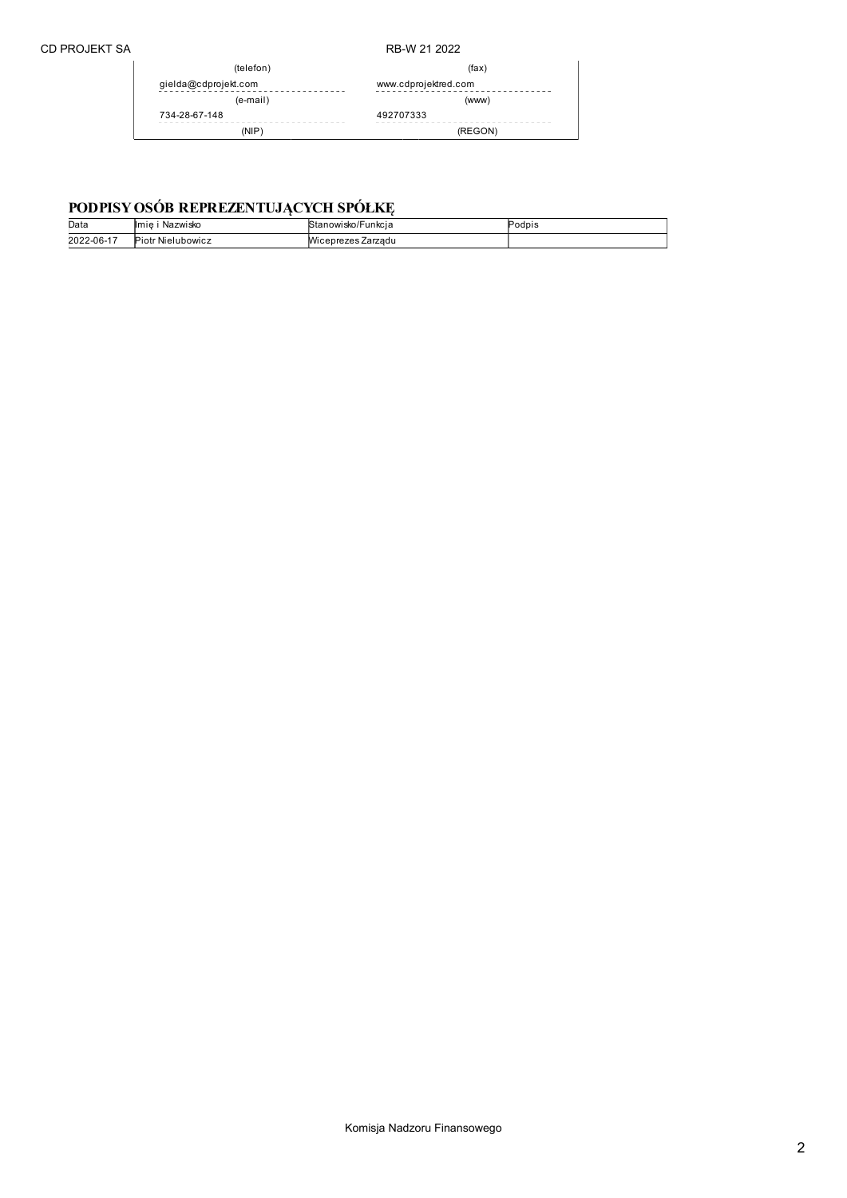| | |
|---|---|
| (telefon) | (fax) |
| gielda@cdprojekt.com | www.cdprojektred.com |
| (e-mail) | (www) |
| 734-28-67-148 | 492707333 |
| (NIP) | (REGON) |

## PODPISY OSÓB REPREZENTUJĄCYCH SPÓŁKĘ

| Data | Imię i Nazwisko | Stanowisko/Funkcja | Podpis |
|---|---|---|---|
| 2022-06-17 | Piotr Nielubowicz | Wiceprezes Zarządu | |

Komisja Nadzoru Finansowego